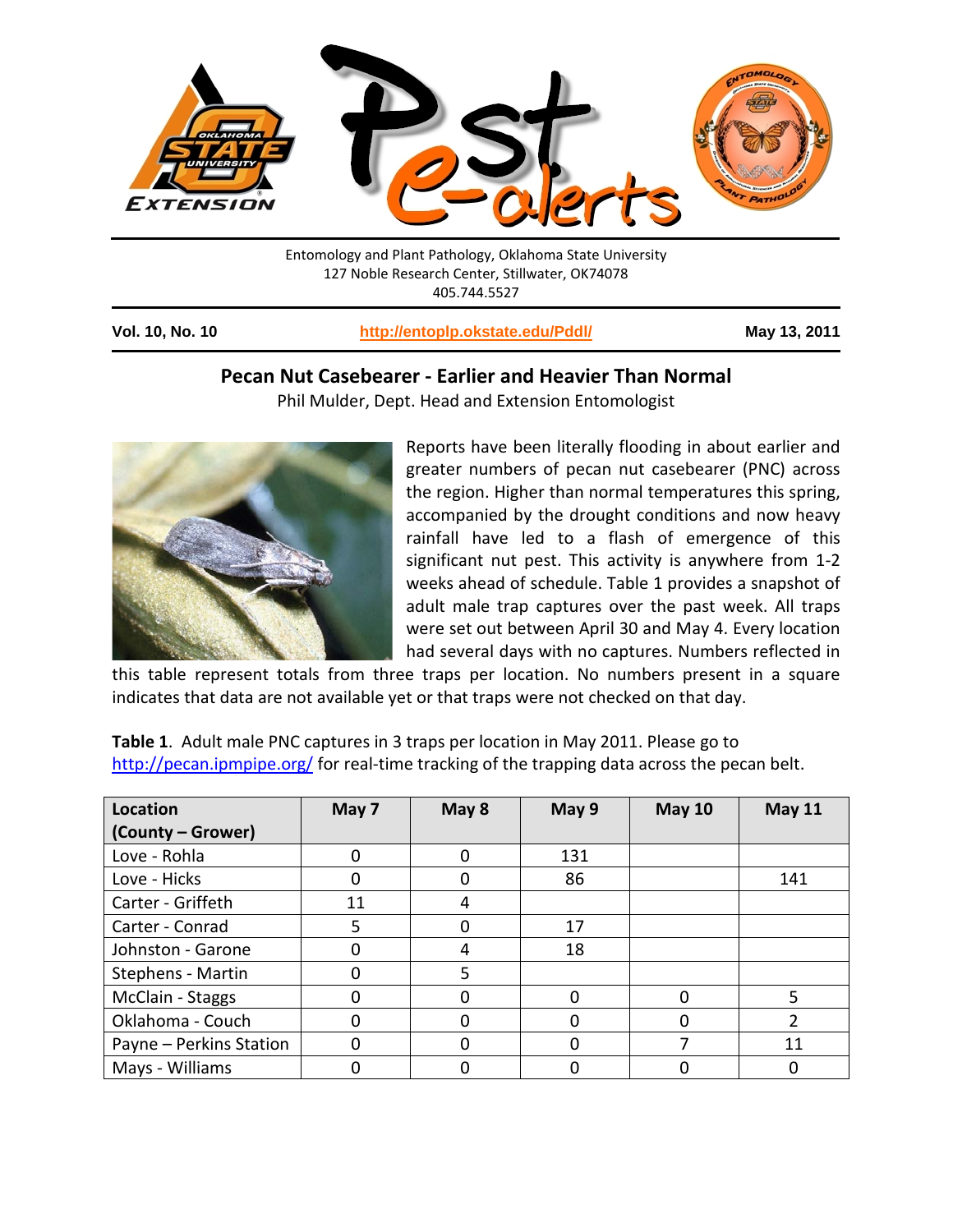Entomology and Plant Pathology, Oklahoma State University
127 Noble Research Center, Stillwater, OK74078
405.744.5527

**Vol. 10, No. 10** | **http://entoplp.okstate.edu/Pddl/** | **May 13, 2011**

# Pecan Nut Casebearer - Earlier and Heavier Than Normal

Phil Mulder, Dept. Head and Extension Entomologist

Reports have been literally flooding in about earlier and greater numbers of pecan nut casebearer (PNC) across the region. Higher than normal temperatures this spring, accompanied by the drought conditions and now heavy rainfall have led to a flash of emergence of this significant nut pest. This activity is anywhere from 1-2 weeks ahead of schedule. Table 1 provides a snapshot of adult male trap captures over the past week. All traps were set out between April 30 and May 4. Every location had several days with no captures. Numbers reflected in this table represent totals from three traps per location. No numbers present in a square indicates that data are not available yet or that traps were not checked on that day.

**Table 1**. Adult male PNC captures in 3 traps per location in May 2011. Please go to http://pecan.ipmpipe.org/ for real-time tracking of the trapping data across the pecan belt.

| Location (County – Grower) | May 7 | May 8 | May 9 | May 10 | May 11 |
|---|---|---|---|---|---|
| Love - Rohla | 0 | 0 | 131 | | |
| Love - Hicks | 0 | 0 | 86 | | 141 |
| Carter - Griffeth | 11 | 4 | | | |
| Carter - Conrad | 5 | 0 | 17 | | |
| Johnston - Garone | 0 | 4 | 18 | | |
| Stephens - Martin | 0 | 5 | | | |
| McClain - Staggs | 0 | 0 | 0 | 0 | 5 |
| Oklahoma - Couch | 0 | 0 | 0 | 0 | 2 |
| Payne – Perkins Station | 0 | 0 | 0 | 7 | 11 |
| Mays - Williams | 0 | 0 | 0 | 0 | 0 |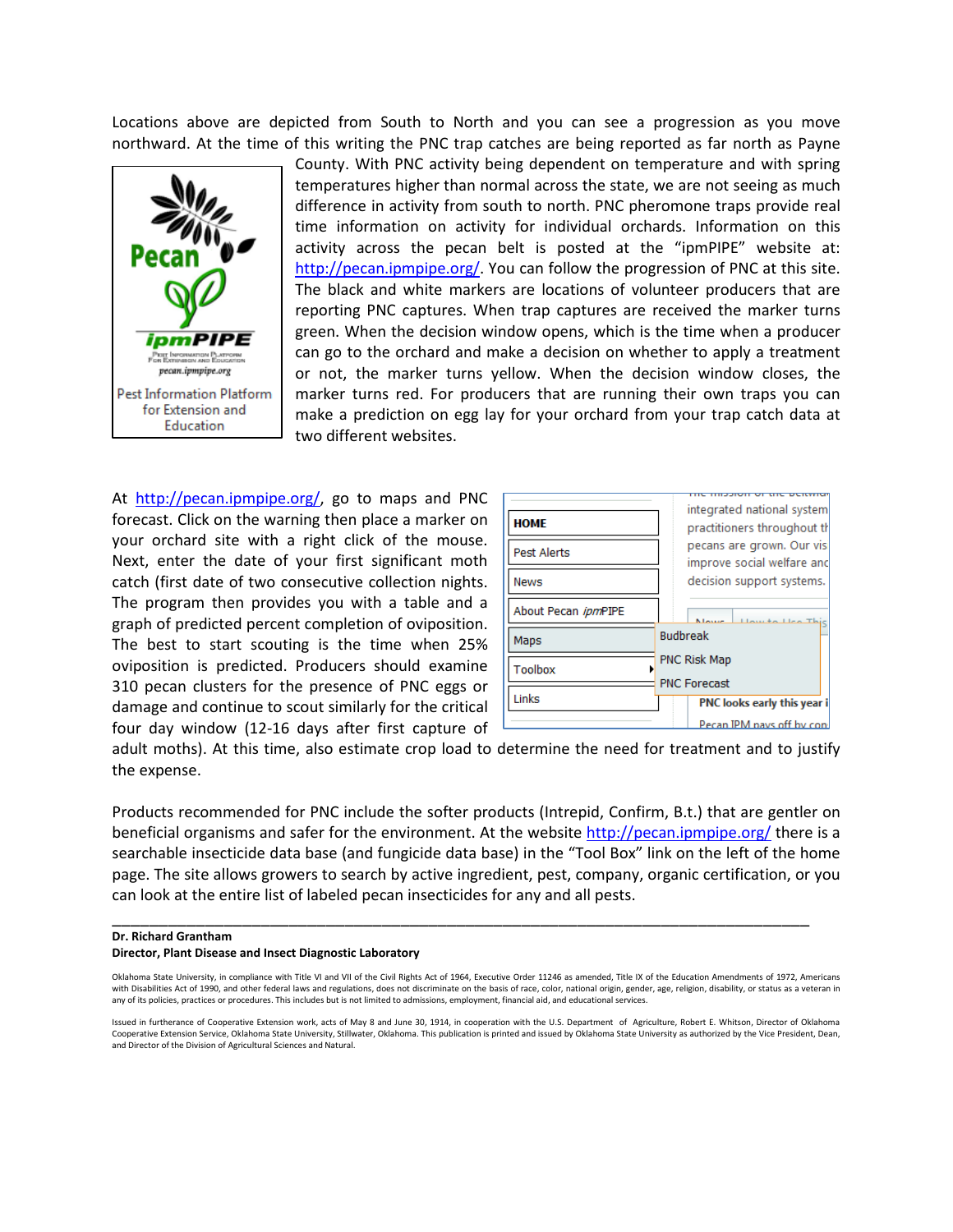Locations above are depicted from South to North and you can see a progression as you move northward. At the time of this writing the PNC trap catches are being reported as far north as Payne County. With PNC activity being dependent on temperature and with spring temperatures higher than normal across the state, we are not seeing as much difference in activity from south to north. PNC pheromone traps provide real time information on activity for individual orchards. Information on this activity across the pecan belt is posted at the "ipmPIPE" website at: http://pecan.ipmpipe.org/. You can follow the progression of PNC at this site. The black and white markers are locations of volunteer producers that are reporting PNC captures. When trap captures are received the marker turns green. When the decision window opens, which is the time when a producer can go to the orchard and make a decision on whether to apply a treatment or not, the marker turns yellow. When the decision window closes, the marker turns red. For producers that are running their own traps you can make a prediction on egg lay for your orchard from your trap catch data at two different websites.

Pecan ipmPIPE
Pest Information Platform for Extension and Education
pecan.ipmpipe.org
Pest Information Platform for Extension and Education

At http://pecan.ipmpipe.org/, go to maps and PNC forecast. Click on the warning then place a marker on your orchard site with a right click of the mouse. Next, enter the date of your first significant moth catch (first date of two consecutive collection nights. The program then provides you with a table and a graph of predicted percent completion of oviposition. The best to start scouting is the time when 25% oviposition is predicted. Producers should examine 310 pecan clusters for the presence of PNC eggs or damage and continue to scout similarly for the critical four day window (12-16 days after first capture of adult moths). At this time, also estimate crop load to determine the need for treatment and to justify the expense.

HOME
Pest Alerts
News
About Pecan ipmPIPE
Maps
Toolbox
Links
Budbreak
PNC Risk Map
PNC Forecast
integrated national system
practitioners throughout th
pecans are grown. Our vis
improve social welfare and
decision support systems.
PNC looks early this year i
Pecan IPM pays off by con

Products recommended for PNC include the softer products (Intrepid, Confirm, B.t.) that are gentler on beneficial organisms and safer for the environment. At the website http://pecan.ipmpipe.org/ there is a searchable insecticide data base (and fungicide data base) in the "Tool Box" link on the left of the home page. The site allows growers to search by active ingredient, pest, company, organic certification, or you can look at the entire list of labeled pecan insecticides for any and all pests.

---

**Dr. Richard Grantham**
**Director, Plant Disease and Insect Diagnostic Laboratory**

Oklahoma State University, in compliance with Title VI and VII of the Civil Rights Act of 1964, Executive Order 11246 as amended, Title IX of the Education Amendments of 1972, Americans with Disabilities Act of 1990, and other federal laws and regulations, does not discriminate on the basis of race, color, national origin, gender, age, religion, disability, or status as a veteran in any of its policies, practices or procedures. This includes but is not limited to admissions, employment, financial aid, and educational services.

Issued in furtherance of Cooperative Extension work, acts of May 8 and June 30, 1914, in cooperation with the U.S. Department of Agriculture, Robert E. Whitson, Director of Oklahoma Cooperative Extension Service, Oklahoma State University, Stillwater, Oklahoma. This publication is printed and issued by Oklahoma State University as authorized by the Vice President, Dean, and Director of the Division of Agricultural Sciences and Natural.